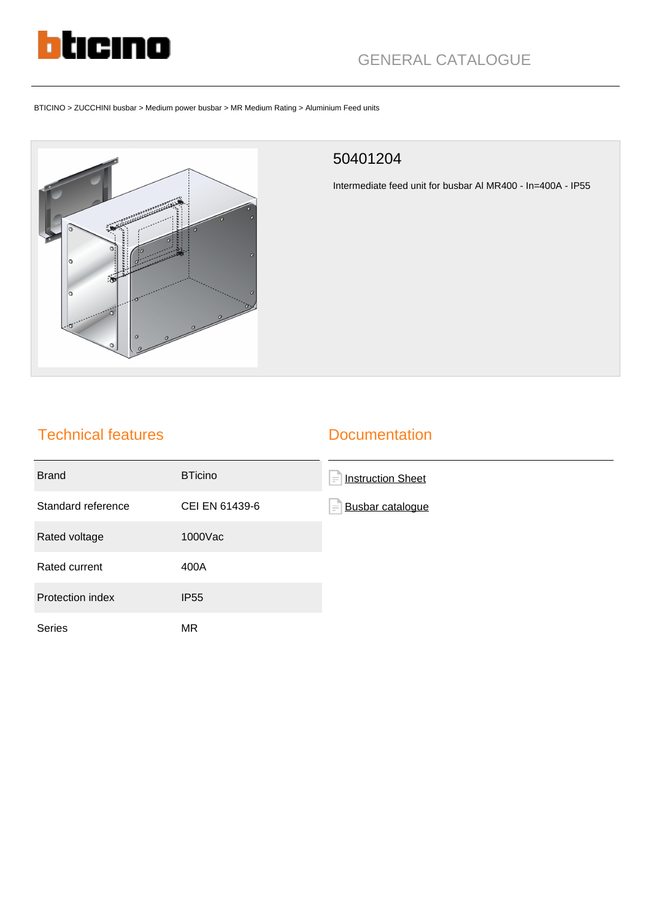GENERAL CATALOGUE

BTICINO > ZUCCHINI busbar > Medium power busbar > MR Medium Rating > Aluminium Feed units

# 50401204

Intermediate feed unit for busbar Al MR400 - In=400A - IP55

## Technical features

| | |
|---|---|
| Brand | BTicino |
| Standard reference | CEI EN 61439-6 |
| Rated voltage | 1000Vac |
| Rated current | 400A |
| Protection index | IP55 |
| Series | MR |

## Documentation

- Instruction Sheet
- Busbar catalogue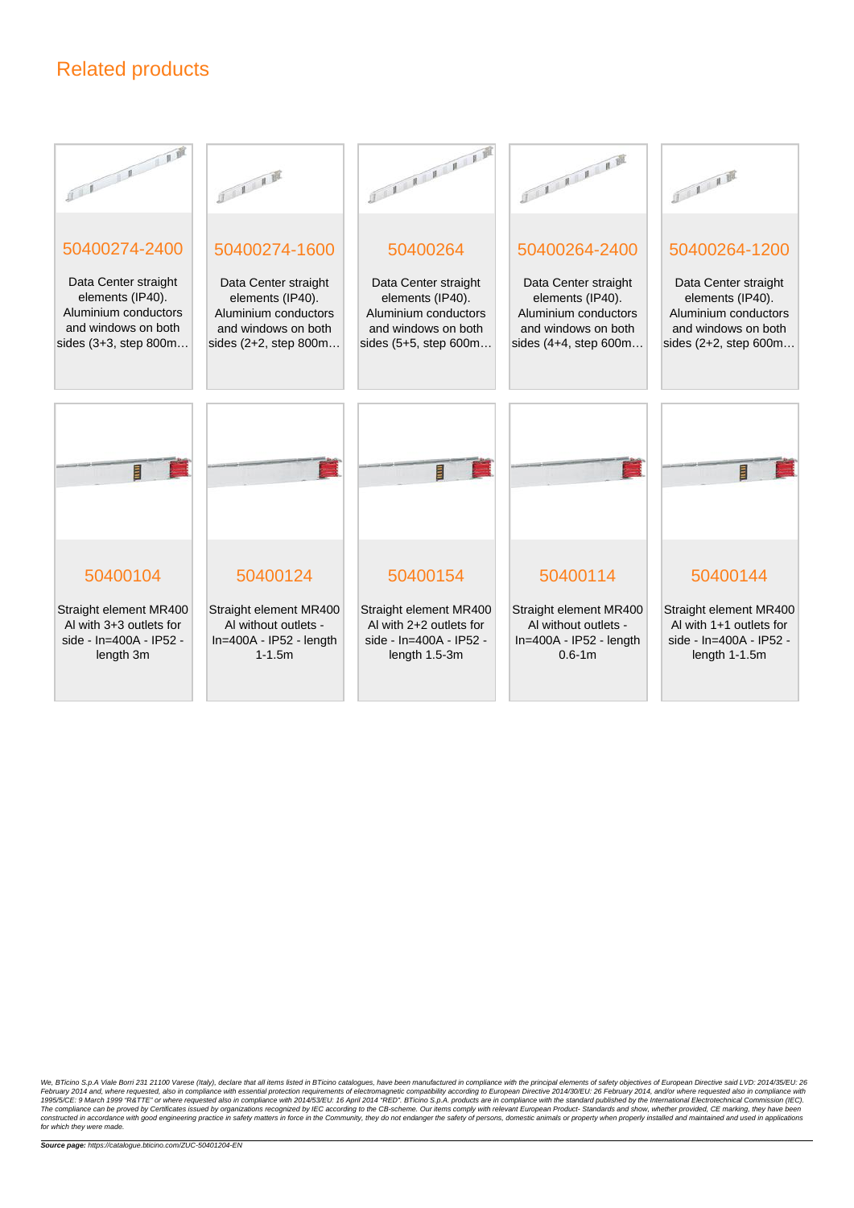## Related products

**50400274-2400**

Data Center straight elements (IP40). Aluminium conductors and windows on both sides (3+3, step 800m…

**50400274-1600**

Data Center straight elements (IP40). Aluminium conductors and windows on both sides (2+2, step 800m…

**50400264**

Data Center straight elements (IP40). Aluminium conductors and windows on both sides (5+5, step 600m…

**50400264-2400**

Data Center straight elements (IP40). Aluminium conductors and windows on both sides (4+4, step 600m…

**50400264-1200**

Data Center straight elements (IP40). Aluminium conductors and windows on both sides (2+2, step 600m…

**50400104**

Straight element MR400 Al with 3+3 outlets for side - In=400A - IP52 - length 3m

**50400124**

Straight element MR400 Al without outlets - In=400A - IP52 - length 1-1.5m

**50400154**

Straight element MR400 Al with 2+2 outlets for side - In=400A - IP52 - length 1.5-3m

**50400114**

Straight element MR400 Al without outlets - In=400A - IP52 - length 0.6-1m

**50400144**

Straight element MR400 Al with 1+1 outlets for side - In=400A - IP52 - length 1-1.5m

*We, BTicino S.p.A Viale Borri 231 21100 Varese (Italy), declare that all items listed in BTicino catalogues, have been manufactured in compliance with the principal elements of safety objectives of European Directive said LVD: 2014/35/EU: 26 February 2014 and, where requested, also in compliance with essential protection requirements of electromagnetic compatibility according to European Directive 2014/30/EU: 26 February 2014, and/or where requested also in compliance with 1995/5/CE: 9 March 1999 "R&TTE" or where requested also in compliance with 2014/53/EU: 16 April 2014 "RED". BTicino S.p.A. products are in compliance with the standard published by the International Electrotechnical Commission (IEC). The compliance can be proved by Certificates issued by organizations recognized by IEC according to the CB-scheme. Our items comply with relevant European Product- Standards and show, whether provided, CE marking, they have been constructed in accordance with good engineering practice in safety matters in force in the Community, they do not endanger the safety of persons, domestic animals or property when properly installed and maintained and used in applications for which they were made.*

**Source page:** *https://catalogue.bticino.com/ZUC-50401204-EN*